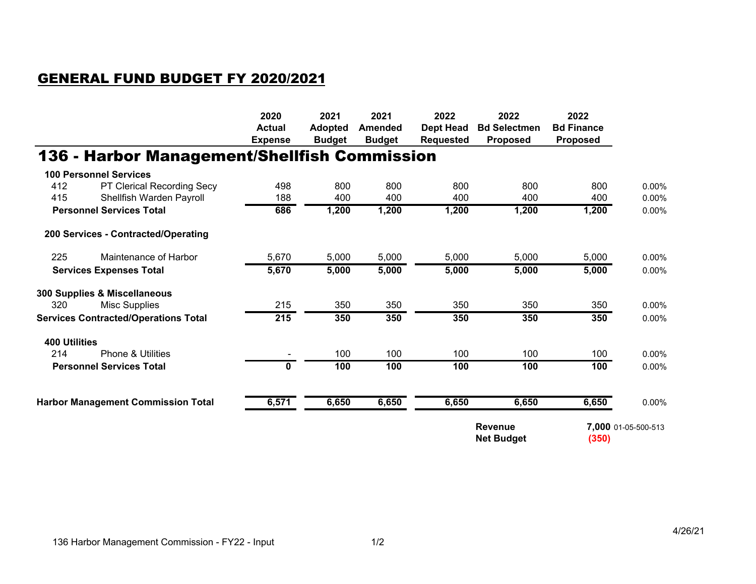# GENERAL FUND BUDGET FY 2020/2021

## 136 - Harbor Management/Shellfish Commission

| | | 2020 Actual Expense | 2021 Adopted Budget | 2021 Amended Budget | 2022 Dept Head Requested | 2022 Bd Selectmen Proposed | 2022 Bd Finance Proposed | |
|---|---|---|---|---|---|---|---|---|
| **100 Personnel Services** | | | | | | | | |
| 412 | PT Clerical Recording Secy | 498 | 800 | 800 | 800 | 800 | 800 | 0.00% |
| 415 | Shellfish Warden Payroll | 188 | 400 | 400 | 400 | 400 | 400 | 0.00% |
| **Personnel Services Total** | | **686** | **1,200** | **1,200** | **1,200** | **1,200** | **1,200** | 0.00% |
| **200 Services - Contracted/Operating** | | | | | | | | |
| 225 | Maintenance of Harbor | 5,670 | 5,000 | 5,000 | 5,000 | 5,000 | 5,000 | 0.00% |
| **Services Expenses Total** | | **5,670** | **5,000** | **5,000** | **5,000** | **5,000** | **5,000** | 0.00% |
| **300 Supplies & Miscellaneous** | | | | | | | | |
| 320 | Misc Supplies | 215 | 350 | 350 | 350 | 350 | 350 | 0.00% |
| **Services Contracted/Operations Total** | | **215** | **350** | **350** | **350** | **350** | **350** | 0.00% |
| **400 Utilities** | | | | | | | | |
| 214 | Phone & Utilities | - | 100 | 100 | 100 | 100 | 100 | 0.00% |
| **Personnel Services Total** | | **0** | **100** | **100** | **100** | **100** | **100** | 0.00% |
| **Harbor Management Commission Total** | | **6,571** | **6,650** | **6,650** | **6,650** | **6,650** | **6,650** | 0.00% |
| | | | | | | **Revenue** | **7,000** | 01-05-500-513 |
| | | | | | | **Net Budget** | **(350)** | |

136 Harbor Management Commission - FY22 - Input

4/26/21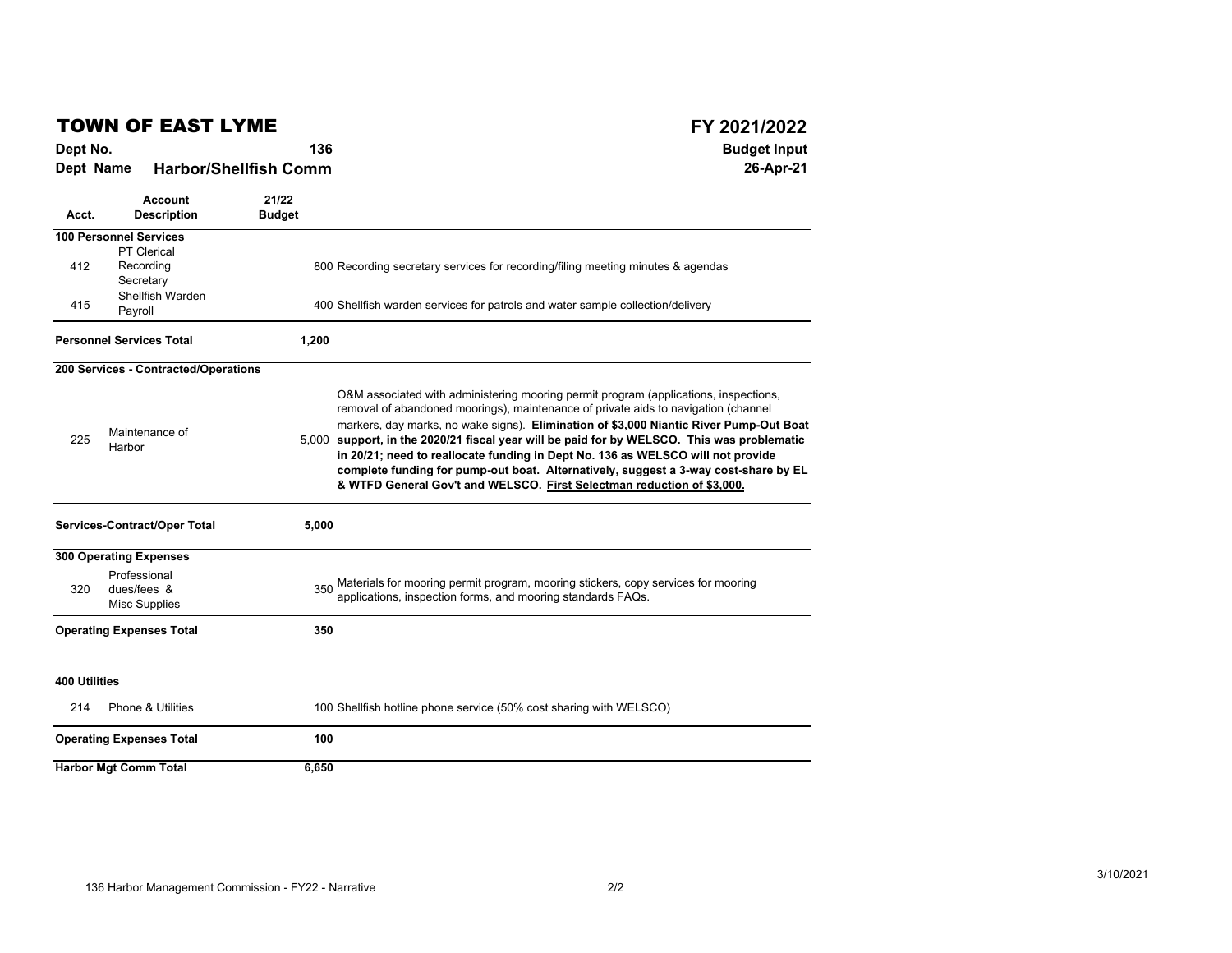# TOWN OF EAST LYME

**FY 2021/2022**

**Dept No.** **136** **Budget Input**

**Dept Name** **Harbor/Shellfish Comm** **26-Apr-21**

| Acct. | Account Description | 21/22 Budget | |
|---|---|---|---|
| **100 Personnel Services** | | | |
| 412 | PT Clerical Recording Secretary | 800 | Recording secretary services for recording/filing meeting minutes & agendas |
| 415 | Shellfish Warden Payroll | 400 | Shellfish warden services for patrols and water sample collection/delivery |
| **Personnel Services Total** | | **1,200** | |
| **200 Services - Contracted/Operations** | | | |
| 225 | Maintenance of Harbor | 5,000 | O&M associated with administering mooring permit program (applications, inspections, removal of abandoned moorings), maintenance of private aids to navigation (channel markers, day marks, no wake signs). **Elimination of $3,000 Niantic River Pump-Out Boat support, in the 2020/21 fiscal year will be paid for by WELSCO. This was problematic in 20/21; need to reallocate funding in Dept No. 136 as WELSCO will not provide complete funding for pump-out boat. Alternatively, suggest a 3-way cost-share by EL & WTFD General Gov't and WELSCO. <u>First Selectman reduction of $3,000.</u>** |
| **Services-Contract/Oper Total** | | **5,000** | |
| **300 Operating Expenses** | | | |
| 320 | Professional dues/fees & Misc Supplies | 350 | Materials for mooring permit program, mooring stickers, copy services for mooring applications, inspection forms, and mooring standards FAQs. |
| **Operating Expenses Total** | | **350** | |
| **400 Utilities** | | | |
| 214 | Phone & Utilities | 100 | Shellfish hotline phone service (50% cost sharing with WELSCO) |
| **Operating Expenses Total** | | **100** | |
| **Harbor Mgt Comm Total** | | **6,650** | |

136 Harbor Management Commission - FY22 - Narrative

3/10/2021